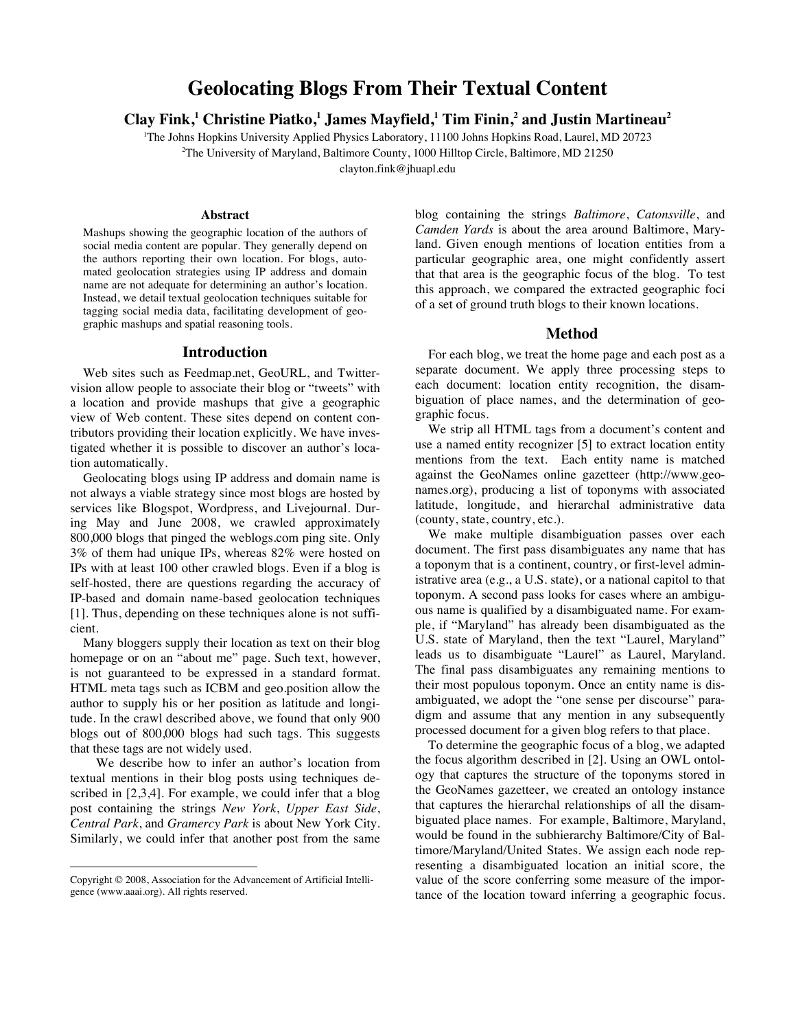# Geolocating Blogs From Their Textual Content

**Clay Fink,[1] Christine Piatko,[1] James Mayfield,[1] Tim Finin,[2] and Justin Martineau[2]**

[1]The Johns Hopkins University Applied Physics Laboratory, 11100 Johns Hopkins Road, Laurel, MD 20723
[2]The University of Maryland, Baltimore County, 1000 Hilltop Circle, Baltimore, MD 21250
clayton.fink@jhuapl.edu

### Abstract

Mashups showing the geographic location of the authors of social media content are popular. They generally depend on the authors reporting their own location. For blogs, automated geolocation strategies using IP address and domain name are not adequate for determining an author's location. Instead, we detail textual geolocation techniques suitable for tagging social media data, facilitating development of geographic mashups and spatial reasoning tools.

## Introduction

Web sites such as Feedmap.net, GeoURL, and Twittervision allow people to associate their blog or "tweets" with a location and provide mashups that give a geographic view of Web content. These sites depend on content contributors providing their location explicitly. We have investigated whether it is possible to discover an author's location automatically.

Geolocating blogs using IP address and domain name is not always a viable strategy since most blogs are hosted by services like Blogspot, Wordpress, and Livejournal. During May and June 2008, we crawled approximately 800,000 blogs that pinged the weblogs.com ping site. Only 3% of them had unique IPs, whereas 82% were hosted on IPs with at least 100 other crawled blogs. Even if a blog is self-hosted, there are questions regarding the accuracy of IP-based and domain name-based geolocation techniques [1]. Thus, depending on these techniques alone is not sufficient.

Many bloggers supply their location as text on their blog homepage or on an "about me" page. Such text, however, is not guaranteed to be expressed in a standard format. HTML meta tags such as ICBM and geo.position allow the author to supply his or her position as latitude and longitude. In the crawl described above, we found that only 900 blogs out of 800,000 blogs had such tags. This suggests that these tags are not widely used.

We describe how to infer an author's location from textual mentions in their blog posts using techniques described in [2,3,4]. For example, we could infer that a blog post containing the strings *New York*, *Upper East Side*, *Central Park*, and *Gramercy Park* is about New York City. Similarly, we could infer that another post from the same blog containing the strings *Baltimore*, *Catonsville*, and *Camden Yards* is about the area around Baltimore, Maryland. Given enough mentions of location entities from a particular geographic area, one might confidently assert that that area is the geographic focus of the blog. To test this approach, we compared the extracted geographic foci of a set of ground truth blogs to their known locations.

## Method

For each blog, we treat the home page and each post as a separate document. We apply three processing steps to each document: location entity recognition, the disambiguation of place names, and the determination of geographic focus.

We strip all HTML tags from a document's content and use a named entity recognizer [5] to extract location entity mentions from the text. Each entity name is matched against the GeoNames online gazetteer (http://www.geonames.org), producing a list of toponyms with associated latitude, longitude, and hierarchal administrative data (county, state, country, etc.).

We make multiple disambiguation passes over each document. The first pass disambiguates any name that has a toponym that is a continent, country, or first-level administrative area (e.g., a U.S. state), or a national capitol to that toponym. A second pass looks for cases where an ambiguous name is qualified by a disambiguated name. For example, if "Maryland" has already been disambiguated as the U.S. state of Maryland, then the text "Laurel, Maryland" leads us to disambiguate "Laurel" as Laurel, Maryland. The final pass disambiguates any remaining mentions to their most populous toponym. Once an entity name is disambiguated, we adopt the "one sense per discourse" paradigm and assume that any mention in any subsequently processed document for a given blog refers to that place.

To determine the geographic focus of a blog, we adapted the focus algorithm described in [2]. Using an OWL ontology that captures the structure of the toponyms stored in the GeoNames gazetteer, we created an ontology instance that captures the hierarchal relationships of all the disambiguated place names. For example, Baltimore, Maryland, would be found in the subhierarchy Baltimore/City of Baltimore/Maryland/United States. We assign each node representing a disambiguated location an initial score, the value of the score conferring some measure of the importance of the location toward inferring a geographic focus.

Copyright © 2008, Association for the Advancement of Artificial Intelligence (www.aaai.org). All rights reserved.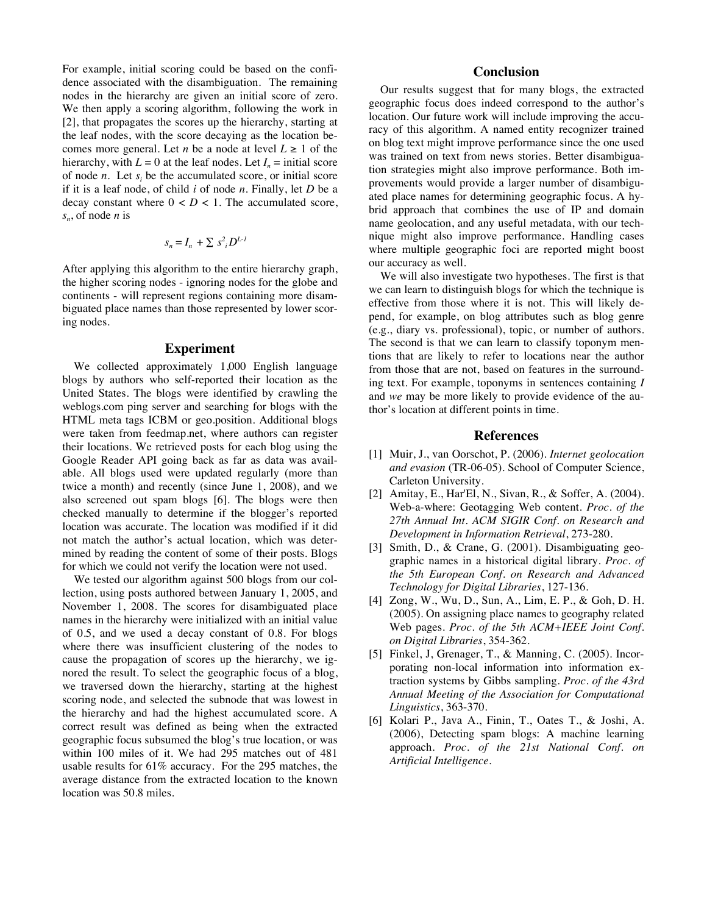For example, initial scoring could be based on the confidence associated with the disambiguation. The remaining nodes in the hierarchy are given an initial score of zero. We then apply a scoring algorithm, following the work in [2], that propagates the scores up the hierarchy, starting at the leaf nodes, with the score decaying as the location becomes more general. Let $n$ be a node at level $L \geq 1$ of the hierarchy, with $L = 0$ at the leaf nodes. Let $I_n$ = initial score of node $n$. Let $s_i$ be the accumulated score, or initial score if it is a leaf node, of child $i$ of node $n$. Finally, let $D$ be a decay constant where $0 < D < 1$. The accumulated score, $s_n$, of node $n$ is

$$s_n = I_n + \sum s_i^2 D^{L-1}$$

After applying this algorithm to the entire hierarchy graph, the higher scoring nodes - ignoring nodes for the globe and continents - will represent regions containing more disambiguated place names than those represented by lower scoring nodes.

## Experiment

We collected approximately 1,000 English language blogs by authors who self-reported their location as the United States. The blogs were identified by crawling the weblogs.com ping server and searching for blogs with the HTML meta tags ICBM or geo.position. Additional blogs were taken from feedmap.net, where authors can register their locations. We retrieved posts for each blog using the Google Reader API going back as far as data was available. All blogs used were updated regularly (more than twice a month) and recently (since June 1, 2008), and we also screened out spam blogs [6]. The blogs were then checked manually to determine if the blogger's reported location was accurate. The location was modified if it did not match the author's actual location, which was determined by reading the content of some of their posts. Blogs for which we could not verify the location were not used.

We tested our algorithm against 500 blogs from our collection, using posts authored between January 1, 2005, and November 1, 2008. The scores for disambiguated place names in the hierarchy were initialized with an initial value of 0.5, and we used a decay constant of 0.8. For blogs where there was insufficient clustering of the nodes to cause the propagation of scores up the hierarchy, we ignored the result. To select the geographic focus of a blog, we traversed down the hierarchy, starting at the highest scoring node, and selected the subnode that was lowest in the hierarchy and had the highest accumulated score. A correct result was defined as being when the extracted geographic focus subsumed the blog's true location, or was within 100 miles of it. We had 295 matches out of 481 usable results for 61% accuracy. For the 295 matches, the average distance from the extracted location to the known location was 50.8 miles.

## Conclusion

Our results suggest that for many blogs, the extracted geographic focus does indeed correspond to the author's location. Our future work will include improving the accuracy of this algorithm. A named entity recognizer trained on blog text might improve performance since the one used was trained on text from news stories. Better disambiguation strategies might also improve performance. Both improvements would provide a larger number of disambiguated place names for determining geographic focus. A hybrid approach that combines the use of IP and domain name geolocation, and any useful metadata, with our technique might also improve performance. Handling cases where multiple geographic foci are reported might boost our accuracy as well.

We will also investigate two hypotheses. The first is that we can learn to distinguish blogs for which the technique is effective from those where it is not. This will likely depend, for example, on blog attributes such as blog genre (e.g., diary vs. professional), topic, or number of authors. The second is that we can learn to classify toponym mentions that are likely to refer to locations near the author from those that are not, based on features in the surrounding text. For example, toponyms in sentences containing *I* and *we* may be more likely to provide evidence of the author's location at different points in time.

## References

[1] Muir, J., van Oorschot, P. (2006). *Internet geolocation and evasion* (TR-06-05). School of Computer Science, Carleton University.

[2] Amitay, E., Har'El, N., Sivan, R., & Soffer, A. (2004). Web-a-where: Geotagging Web content. *Proc. of the 27th Annual Int. ACM SIGIR Conf. on Research and Development in Information Retrieval*, 273-280.

[3] Smith, D., & Crane, G. (2001). Disambiguating geographic names in a historical digital library. *Proc. of the 5th European Conf. on Research and Advanced Technology for Digital Libraries*, 127-136.

[4] Zong, W., Wu, D., Sun, A., Lim, E. P., & Goh, D. H. (2005). On assigning place names to geography related Web pages. *Proc. of the 5th ACM+IEEE Joint Conf. on Digital Libraries*, 354-362.

[5] Finkel, J, Grenager, T., & Manning, C. (2005). Incorporating non-local information into information extraction systems by Gibbs sampling. *Proc. of the 43rd Annual Meeting of the Association for Computational Linguistics*, 363-370.

[6] Kolari P., Java A., Finin, T., Oates T., & Joshi, A. (2006), Detecting spam blogs: A machine learning approach. *Proc. of the 21st National Conf. on Artificial Intelligence*.